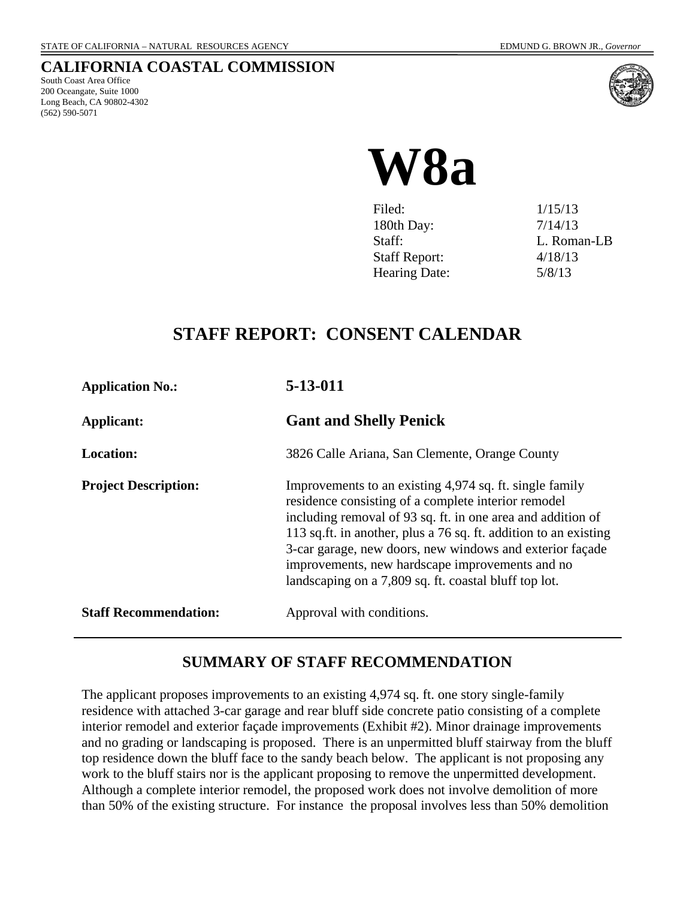STATE OF CALIFORNIA – NATURAL RESOURCES AGENCY EDMUND G. BROWN JR., *Governor*

## CALIFORNIA COASTAL COMMISSION

South Coast Area Office
200 Oceangate, Suite 1000
Long Beach, CA 90802-4302
(562) 590-5071

# W8a

| | |
|---|---|
| Filed: | 1/15/13 |
| 180th Day: | 7/14/13 |
| Staff: | L. Roman-LB |
| Staff Report: | 4/18/13 |
| Hearing Date: | 5/8/13 |

## STAFF REPORT: CONSENT CALENDAR

| | |
|---|---|
| **Application No.:** | **5-13-011** |
| **Applicant:** | **Gant and Shelly Penick** |
| **Location:** | 3826 Calle Ariana, San Clemente, Orange County |
| **Project Description:** | Improvements to an existing 4,974 sq. ft. single family residence consisting of a complete interior remodel including removal of 93 sq. ft. in one area and addition of 113 sq.ft. in another, plus a 76 sq. ft. addition to an existing 3-car garage, new doors, new windows and exterior façade improvements, new hardscape improvements and no landscaping on a 7,809 sq. ft. coastal bluff top lot. |
| **Staff Recommendation:** | Approval with conditions. |

## SUMMARY OF STAFF RECOMMENDATION

The applicant proposes improvements to an existing 4,974 sq. ft. one story single-family residence with attached 3-car garage and rear bluff side concrete patio consisting of a complete interior remodel and exterior façade improvements (Exhibit #2). Minor drainage improvements and no grading or landscaping is proposed. There is an unpermitted bluff stairway from the bluff top residence down the bluff face to the sandy beach below. The applicant is not proposing any work to the bluff stairs nor is the applicant proposing to remove the unpermitted development. Although a complete interior remodel, the proposed work does not involve demolition of more than 50% of the existing structure. For instance the proposal involves less than 50% demolition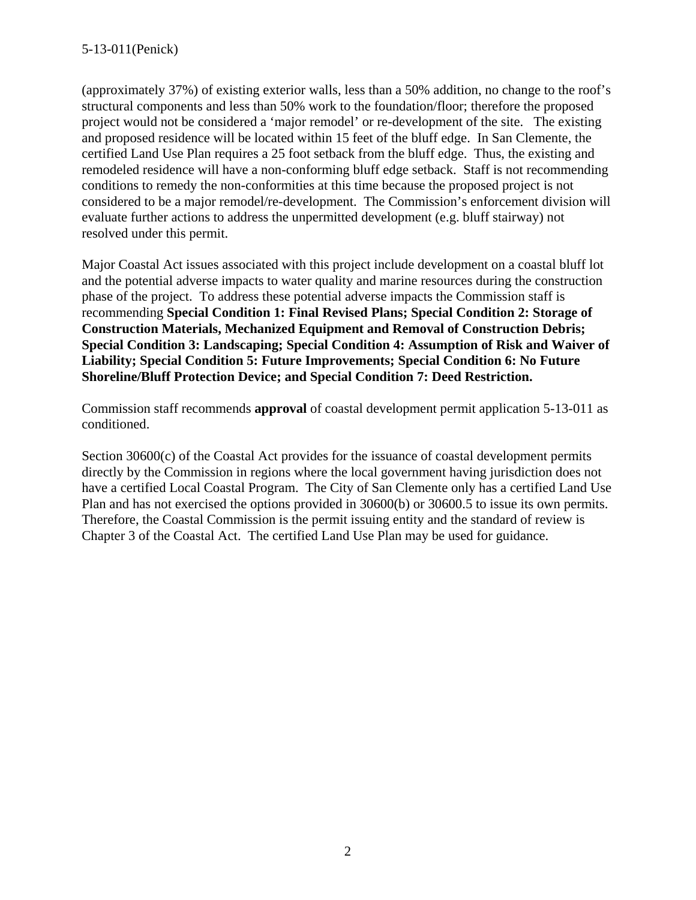(approximately 37%) of existing exterior walls, less than a 50% addition, no change to the roof's structural components and less than 50% work to the foundation/floor; therefore the proposed project would not be considered a 'major remodel' or re-development of the site. The existing and proposed residence will be located within 15 feet of the bluff edge. In San Clemente, the certified Land Use Plan requires a 25 foot setback from the bluff edge. Thus, the existing and remodeled residence will have a non-conforming bluff edge setback. Staff is not recommending conditions to remedy the non-conformities at this time because the proposed project is not considered to be a major remodel/re-development. The Commission's enforcement division will evaluate further actions to address the unpermitted development (e.g. bluff stairway) not resolved under this permit.

Major Coastal Act issues associated with this project include development on a coastal bluff lot and the potential adverse impacts to water quality and marine resources during the construction phase of the project. To address these potential adverse impacts the Commission staff is recommending **Special Condition 1: Final Revised Plans; Special Condition 2: Storage of Construction Materials, Mechanized Equipment and Removal of Construction Debris; Special Condition 3: Landscaping; Special Condition 4: Assumption of Risk and Waiver of Liability; Special Condition 5: Future Improvements; Special Condition 6: No Future Shoreline/Bluff Protection Device; and Special Condition 7: Deed Restriction.**

Commission staff recommends **approval** of coastal development permit application 5-13-011 as conditioned.

Section 30600(c) of the Coastal Act provides for the issuance of coastal development permits directly by the Commission in regions where the local government having jurisdiction does not have a certified Local Coastal Program. The City of San Clemente only has a certified Land Use Plan and has not exercised the options provided in 30600(b) or 30600.5 to issue its own permits. Therefore, the Coastal Commission is the permit issuing entity and the standard of review is Chapter 3 of the Coastal Act. The certified Land Use Plan may be used for guidance.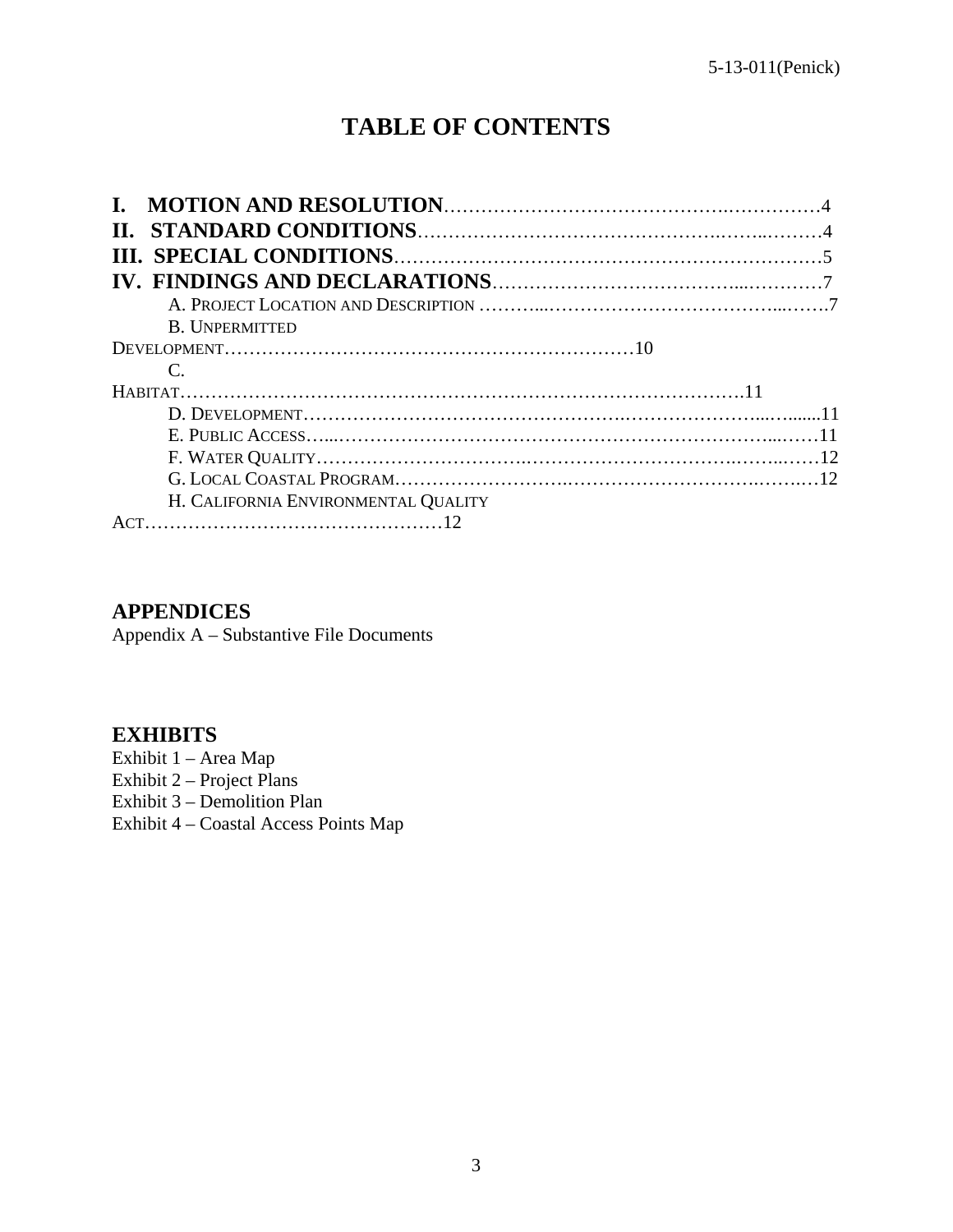# TABLE OF CONTENTS

**I. MOTION AND RESOLUTION**……………………………………….……………4
**II. STANDARD CONDITIONS**……………………………………….……..………4
**III. SPECIAL CONDITIONS**…………………………………………………………5
**IV. FINDINGS AND DECLARATIONS**………………………………...…………7

- A. PROJECT LOCATION AND DESCRIPTION ………...………………………………...…….7
- B. UNPERMITTED DEVELOPMENT…………………………………………………………10
- C. HABITAT……………………………………………………………………………….11
- D. DEVELOPMENT……………………………………….………………...….......11
- E. PUBLIC ACCESS…...……………………………………………………………...……11
- F. WATER QUALITY…………………………….…………………………….……..……12
- G. LOCAL COASTAL PROGRAM……………………….……………………….…….…12
- H. CALIFORNIA ENVIRONMENTAL QUALITY ACT…………………………………………12

## APPENDICES

Appendix A – Substantive File Documents

## EXHIBITS

Exhibit 1 – Area Map
Exhibit 2 – Project Plans
Exhibit 3 – Demolition Plan
Exhibit 4 – Coastal Access Points Map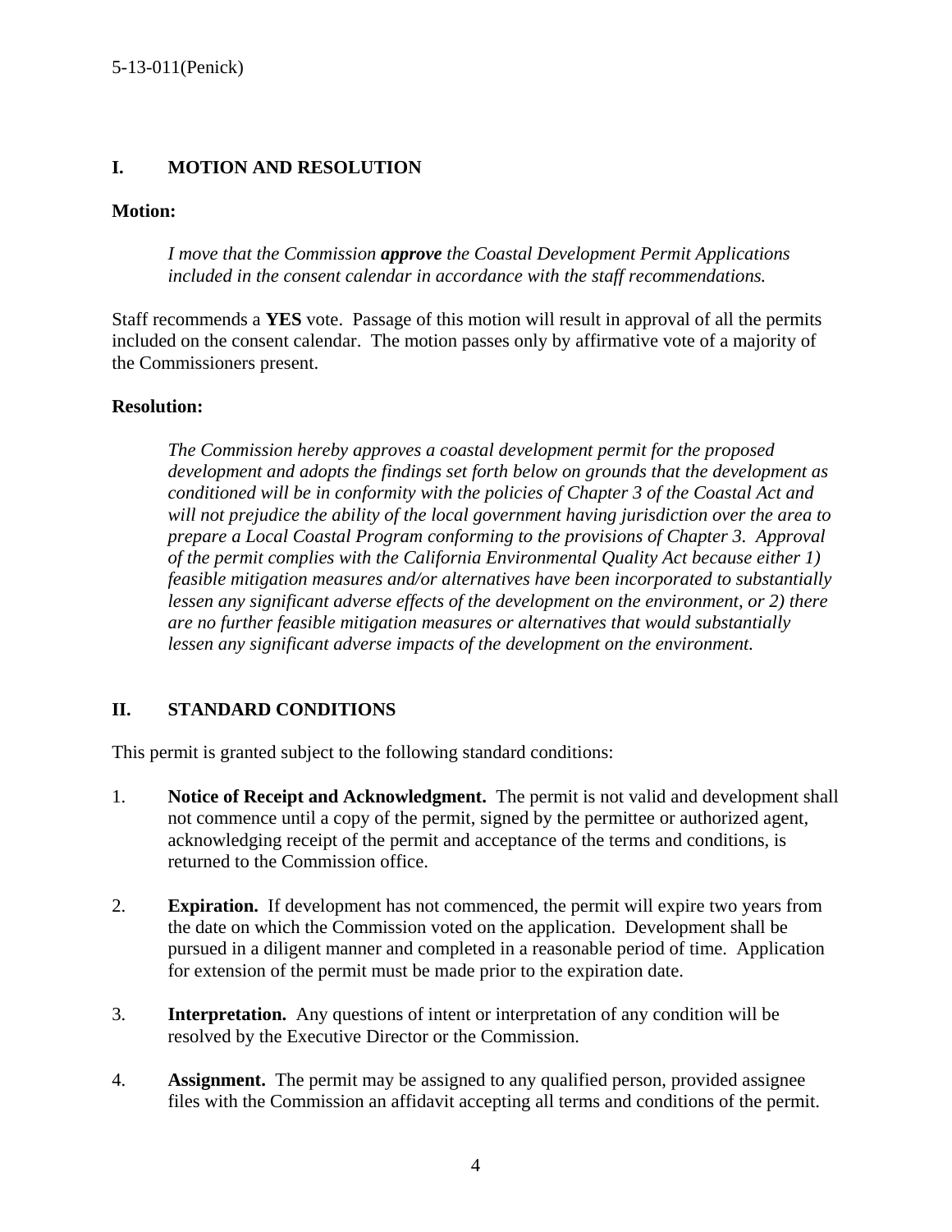## I. MOTION AND RESOLUTION

**Motion:**

> *I move that the Commission **approve** the Coastal Development Permit Applications included in the consent calendar in accordance with the staff recommendations.*

Staff recommends a **YES** vote. Passage of this motion will result in approval of all the permits included on the consent calendar. The motion passes only by affirmative vote of a majority of the Commissioners present.

**Resolution:**

> *The Commission hereby approves a coastal development permit for the proposed development and adopts the findings set forth below on grounds that the development as conditioned will be in conformity with the policies of Chapter 3 of the Coastal Act and will not prejudice the ability of the local government having jurisdiction over the area to prepare a Local Coastal Program conforming to the provisions of Chapter 3. Approval of the permit complies with the California Environmental Quality Act because either 1) feasible mitigation measures and/or alternatives have been incorporated to substantially lessen any significant adverse effects of the development on the environment, or 2) there are no further feasible mitigation measures or alternatives that would substantially lessen any significant adverse impacts of the development on the environment.*

## II. STANDARD CONDITIONS

This permit is granted subject to the following standard conditions:

1. **Notice of Receipt and Acknowledgment.** The permit is not valid and development shall not commence until a copy of the permit, signed by the permittee or authorized agent, acknowledging receipt of the permit and acceptance of the terms and conditions, is returned to the Commission office.

2. **Expiration.** If development has not commenced, the permit will expire two years from the date on which the Commission voted on the application. Development shall be pursued in a diligent manner and completed in a reasonable period of time. Application for extension of the permit must be made prior to the expiration date.

3. **Interpretation.** Any questions of intent or interpretation of any condition will be resolved by the Executive Director or the Commission.

4. **Assignment.** The permit may be assigned to any qualified person, provided assignee files with the Commission an affidavit accepting all terms and conditions of the permit.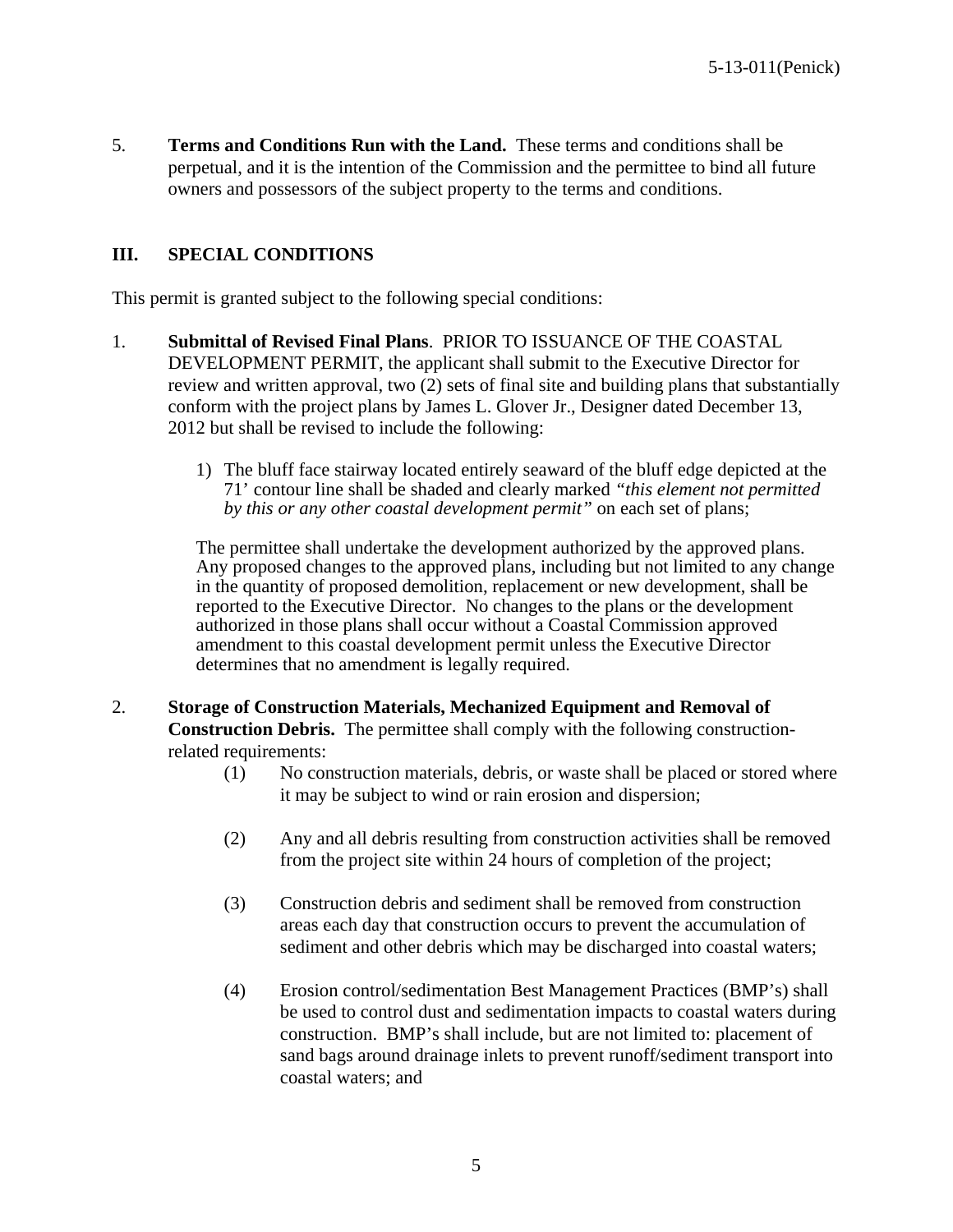5. **Terms and Conditions Run with the Land.** These terms and conditions shall be perpetual, and it is the intention of the Commission and the permittee to bind all future owners and possessors of the subject property to the terms and conditions.

## III. SPECIAL CONDITIONS

This permit is granted subject to the following special conditions:

1. **Submittal of Revised Final Plans**. PRIOR TO ISSUANCE OF THE COASTAL DEVELOPMENT PERMIT, the applicant shall submit to the Executive Director for review and written approval, two (2) sets of final site and building plans that substantially conform with the project plans by James L. Glover Jr., Designer dated December 13, 2012 but shall be revised to include the following:

   1) The bluff face stairway located entirely seaward of the bluff edge depicted at the 71' contour line shall be shaded and clearly marked *"this element not permitted by this or any other coastal development permit"* on each set of plans;

   The permittee shall undertake the development authorized by the approved plans. Any proposed changes to the approved plans, including but not limited to any change in the quantity of proposed demolition, replacement or new development, shall be reported to the Executive Director. No changes to the plans or the development authorized in those plans shall occur without a Coastal Commission approved amendment to this coastal development permit unless the Executive Director determines that no amendment is legally required.

2. **Storage of Construction Materials, Mechanized Equipment and Removal of Construction Debris.** The permittee shall comply with the following construction-related requirements:

   (1) No construction materials, debris, or waste shall be placed or stored where it may be subject to wind or rain erosion and dispersion;

   (2) Any and all debris resulting from construction activities shall be removed from the project site within 24 hours of completion of the project;

   (3) Construction debris and sediment shall be removed from construction areas each day that construction occurs to prevent the accumulation of sediment and other debris which may be discharged into coastal waters;

   (4) Erosion control/sedimentation Best Management Practices (BMP's) shall be used to control dust and sedimentation impacts to coastal waters during construction. BMP's shall include, but are not limited to: placement of sand bags around drainage inlets to prevent runoff/sediment transport into coastal waters; and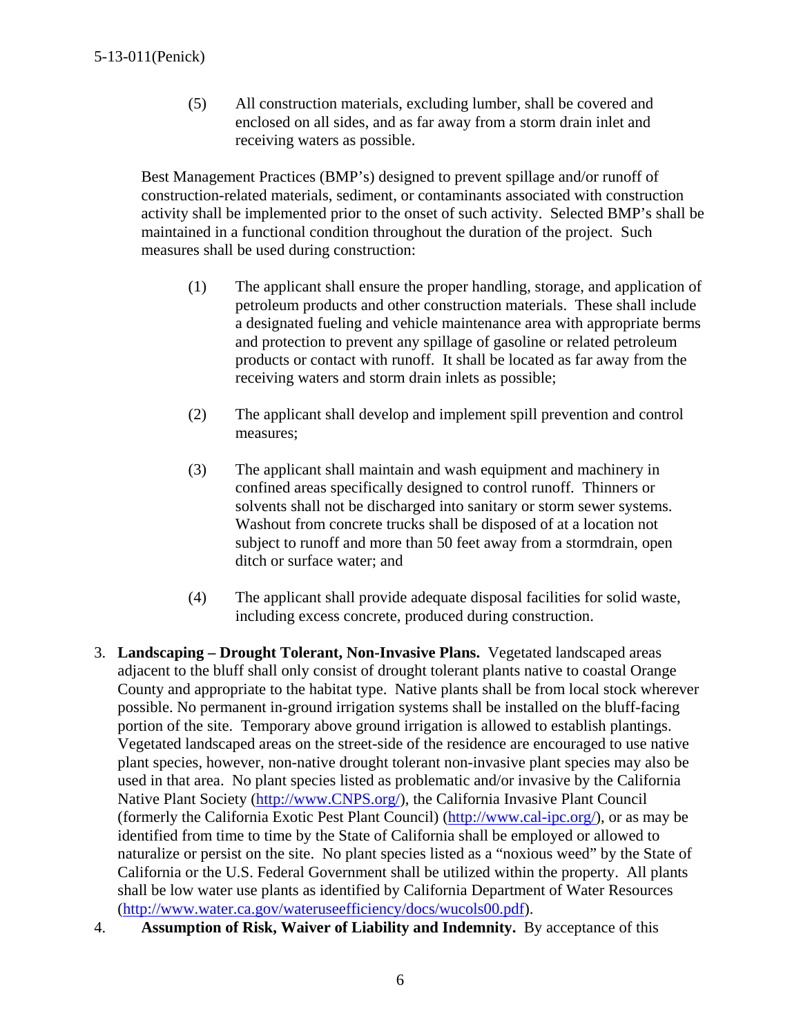(5) All construction materials, excluding lumber, shall be covered and enclosed on all sides, and as far away from a storm drain inlet and receiving waters as possible.

Best Management Practices (BMP's) designed to prevent spillage and/or runoff of construction-related materials, sediment, or contaminants associated with construction activity shall be implemented prior to the onset of such activity. Selected BMP's shall be maintained in a functional condition throughout the duration of the project. Such measures shall be used during construction:

(1) The applicant shall ensure the proper handling, storage, and application of petroleum products and other construction materials. These shall include a designated fueling and vehicle maintenance area with appropriate berms and protection to prevent any spillage of gasoline or related petroleum products or contact with runoff. It shall be located as far away from the receiving waters and storm drain inlets as possible;

(2) The applicant shall develop and implement spill prevention and control measures;

(3) The applicant shall maintain and wash equipment and machinery in confined areas specifically designed to control runoff. Thinners or solvents shall not be discharged into sanitary or storm sewer systems. Washout from concrete trucks shall be disposed of at a location not subject to runoff and more than 50 feet away from a stormdrain, open ditch or surface water; and

(4) The applicant shall provide adequate disposal facilities for solid waste, including excess concrete, produced during construction.

3. **Landscaping – Drought Tolerant, Non-Invasive Plans.** Vegetated landscaped areas adjacent to the bluff shall only consist of drought tolerant plants native to coastal Orange County and appropriate to the habitat type. Native plants shall be from local stock wherever possible. No permanent in-ground irrigation systems shall be installed on the bluff-facing portion of the site. Temporary above ground irrigation is allowed to establish plantings. Vegetated landscaped areas on the street-side of the residence are encouraged to use native plant species, however, non-native drought tolerant non-invasive plant species may also be used in that area. No plant species listed as problematic and/or invasive by the California Native Plant Society (http://www.CNPS.org/), the California Invasive Plant Council (formerly the California Exotic Pest Plant Council) (http://www.cal-ipc.org/), or as may be identified from time to time by the State of California shall be employed or allowed to naturalize or persist on the site. No plant species listed as a "noxious weed" by the State of California or the U.S. Federal Government shall be utilized within the property. All plants shall be low water use plants as identified by California Department of Water Resources (http://www.water.ca.gov/wateruseefficiency/docs/wucols00.pdf).

4. **Assumption of Risk, Waiver of Liability and Indemnity.** By acceptance of this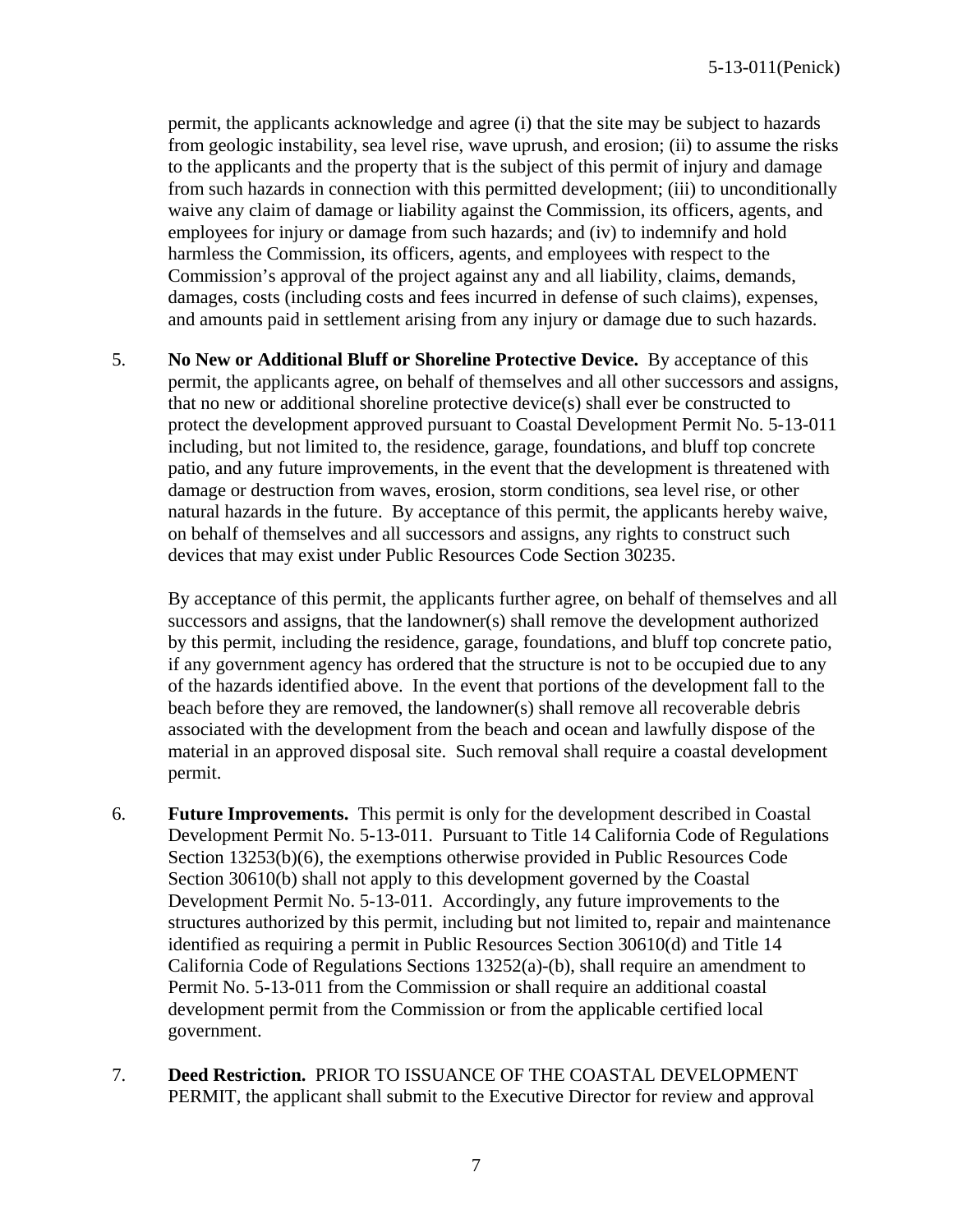permit, the applicants acknowledge and agree (i) that the site may be subject to hazards from geologic instability, sea level rise, wave uprush, and erosion; (ii) to assume the risks to the applicants and the property that is the subject of this permit of injury and damage from such hazards in connection with this permitted development; (iii) to unconditionally waive any claim of damage or liability against the Commission, its officers, agents, and employees for injury or damage from such hazards; and (iv) to indemnify and hold harmless the Commission, its officers, agents, and employees with respect to the Commission's approval of the project against any and all liability, claims, demands, damages, costs (including costs and fees incurred in defense of such claims), expenses, and amounts paid in settlement arising from any injury or damage due to such hazards.

5. **No New or Additional Bluff or Shoreline Protective Device.** By acceptance of this permit, the applicants agree, on behalf of themselves and all other successors and assigns, that no new or additional shoreline protective device(s) shall ever be constructed to protect the development approved pursuant to Coastal Development Permit No. 5-13-011 including, but not limited to, the residence, garage, foundations, and bluff top concrete patio, and any future improvements, in the event that the development is threatened with damage or destruction from waves, erosion, storm conditions, sea level rise, or other natural hazards in the future. By acceptance of this permit, the applicants hereby waive, on behalf of themselves and all successors and assigns, any rights to construct such devices that may exist under Public Resources Code Section 30235.

   By acceptance of this permit, the applicants further agree, on behalf of themselves and all successors and assigns, that the landowner(s) shall remove the development authorized by this permit, including the residence, garage, foundations, and bluff top concrete patio, if any government agency has ordered that the structure is not to be occupied due to any of the hazards identified above. In the event that portions of the development fall to the beach before they are removed, the landowner(s) shall remove all recoverable debris associated with the development from the beach and ocean and lawfully dispose of the material in an approved disposal site. Such removal shall require a coastal development permit.

6. **Future Improvements.** This permit is only for the development described in Coastal Development Permit No. 5-13-011. Pursuant to Title 14 California Code of Regulations Section 13253(b)(6), the exemptions otherwise provided in Public Resources Code Section 30610(b) shall not apply to this development governed by the Coastal Development Permit No. 5-13-011. Accordingly, any future improvements to the structures authorized by this permit, including but not limited to, repair and maintenance identified as requiring a permit in Public Resources Section 30610(d) and Title 14 California Code of Regulations Sections 13252(a)-(b), shall require an amendment to Permit No. 5-13-011 from the Commission or shall require an additional coastal development permit from the Commission or from the applicable certified local government.

7. **Deed Restriction.** PRIOR TO ISSUANCE OF THE COASTAL DEVELOPMENT PERMIT, the applicant shall submit to the Executive Director for review and approval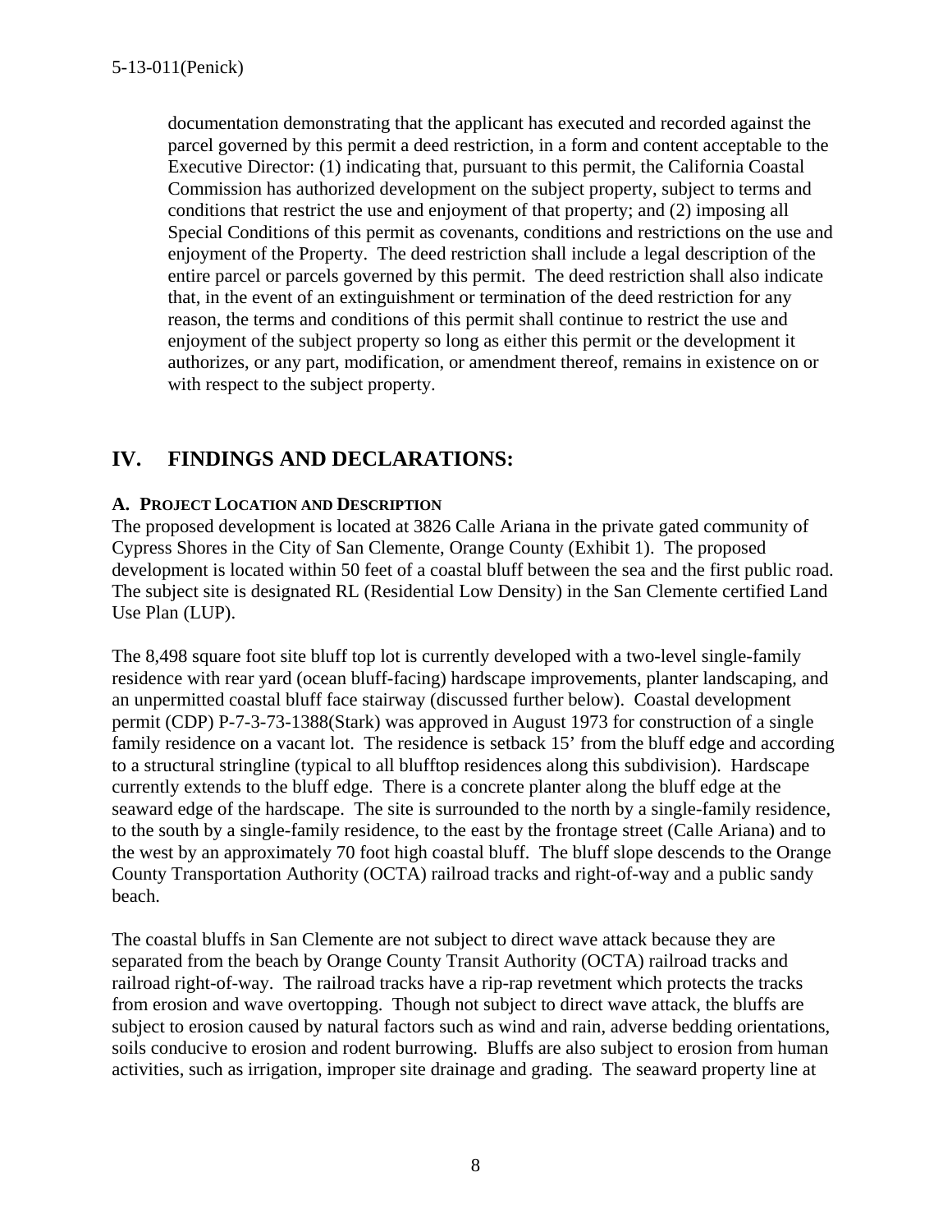documentation demonstrating that the applicant has executed and recorded against the parcel governed by this permit a deed restriction, in a form and content acceptable to the Executive Director: (1) indicating that, pursuant to this permit, the California Coastal Commission has authorized development on the subject property, subject to terms and conditions that restrict the use and enjoyment of that property; and (2) imposing all Special Conditions of this permit as covenants, conditions and restrictions on the use and enjoyment of the Property. The deed restriction shall include a legal description of the entire parcel or parcels governed by this permit. The deed restriction shall also indicate that, in the event of an extinguishment or termination of the deed restriction for any reason, the terms and conditions of this permit shall continue to restrict the use and enjoyment of the subject property so long as either this permit or the development it authorizes, or any part, modification, or amendment thereof, remains in existence on or with respect to the subject property.

## IV. FINDINGS AND DECLARATIONS:

### A. PROJECT LOCATION AND DESCRIPTION

The proposed development is located at 3826 Calle Ariana in the private gated community of Cypress Shores in the City of San Clemente, Orange County (Exhibit 1). The proposed development is located within 50 feet of a coastal bluff between the sea and the first public road. The subject site is designated RL (Residential Low Density) in the San Clemente certified Land Use Plan (LUP).

The 8,498 square foot site bluff top lot is currently developed with a two-level single-family residence with rear yard (ocean bluff-facing) hardscape improvements, planter landscaping, and an unpermitted coastal bluff face stairway (discussed further below). Coastal development permit (CDP) P-7-3-73-1388(Stark) was approved in August 1973 for construction of a single family residence on a vacant lot. The residence is setback 15' from the bluff edge and according to a structural stringline (typical to all blufftop residences along this subdivision). Hardscape currently extends to the bluff edge. There is a concrete planter along the bluff edge at the seaward edge of the hardscape. The site is surrounded to the north by a single-family residence, to the south by a single-family residence, to the east by the frontage street (Calle Ariana) and to the west by an approximately 70 foot high coastal bluff. The bluff slope descends to the Orange County Transportation Authority (OCTA) railroad tracks and right-of-way and a public sandy beach.

The coastal bluffs in San Clemente are not subject to direct wave attack because they are separated from the beach by Orange County Transit Authority (OCTA) railroad tracks and railroad right-of-way. The railroad tracks have a rip-rap revetment which protects the tracks from erosion and wave overtopping. Though not subject to direct wave attack, the bluffs are subject to erosion caused by natural factors such as wind and rain, adverse bedding orientations, soils conducive to erosion and rodent burrowing. Bluffs are also subject to erosion from human activities, such as irrigation, improper site drainage and grading. The seaward property line at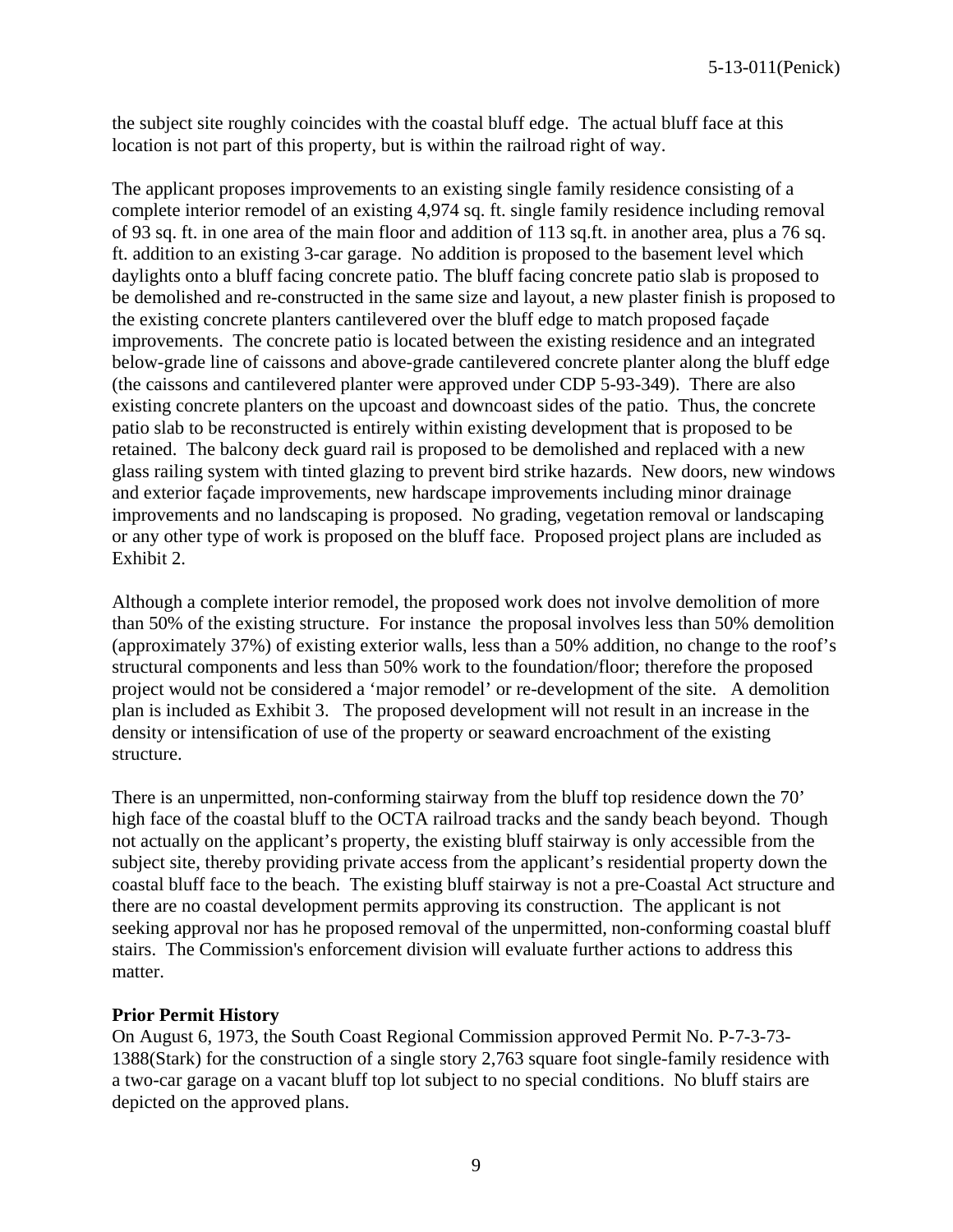the subject site roughly coincides with the coastal bluff edge. The actual bluff face at this location is not part of this property, but is within the railroad right of way.

The applicant proposes improvements to an existing single family residence consisting of a complete interior remodel of an existing 4,974 sq. ft. single family residence including removal of 93 sq. ft. in one area of the main floor and addition of 113 sq.ft. in another area, plus a 76 sq. ft. addition to an existing 3-car garage. No addition is proposed to the basement level which daylights onto a bluff facing concrete patio. The bluff facing concrete patio slab is proposed to be demolished and re-constructed in the same size and layout, a new plaster finish is proposed to the existing concrete planters cantilevered over the bluff edge to match proposed façade improvements. The concrete patio is located between the existing residence and an integrated below-grade line of caissons and above-grade cantilevered concrete planter along the bluff edge (the caissons and cantilevered planter were approved under CDP 5-93-349). There are also existing concrete planters on the upcoast and downcoast sides of the patio. Thus, the concrete patio slab to be reconstructed is entirely within existing development that is proposed to be retained. The balcony deck guard rail is proposed to be demolished and replaced with a new glass railing system with tinted glazing to prevent bird strike hazards. New doors, new windows and exterior façade improvements, new hardscape improvements including minor drainage improvements and no landscaping is proposed. No grading, vegetation removal or landscaping or any other type of work is proposed on the bluff face. Proposed project plans are included as Exhibit 2.

Although a complete interior remodel, the proposed work does not involve demolition of more than 50% of the existing structure. For instance the proposal involves less than 50% demolition (approximately 37%) of existing exterior walls, less than a 50% addition, no change to the roof's structural components and less than 50% work to the foundation/floor; therefore the proposed project would not be considered a 'major remodel' or re-development of the site. A demolition plan is included as Exhibit 3. The proposed development will not result in an increase in the density or intensification of use of the property or seaward encroachment of the existing structure.

There is an unpermitted, non-conforming stairway from the bluff top residence down the 70' high face of the coastal bluff to the OCTA railroad tracks and the sandy beach beyond. Though not actually on the applicant's property, the existing bluff stairway is only accessible from the subject site, thereby providing private access from the applicant's residential property down the coastal bluff face to the beach. The existing bluff stairway is not a pre-Coastal Act structure and there are no coastal development permits approving its construction. The applicant is not seeking approval nor has he proposed removal of the unpermitted, non-conforming coastal bluff stairs. The Commission's enforcement division will evaluate further actions to address this matter.

**Prior Permit History**

On August 6, 1973, the South Coast Regional Commission approved Permit No. P-7-3-73-1388(Stark) for the construction of a single story 2,763 square foot single-family residence with a two-car garage on a vacant bluff top lot subject to no special conditions. No bluff stairs are depicted on the approved plans.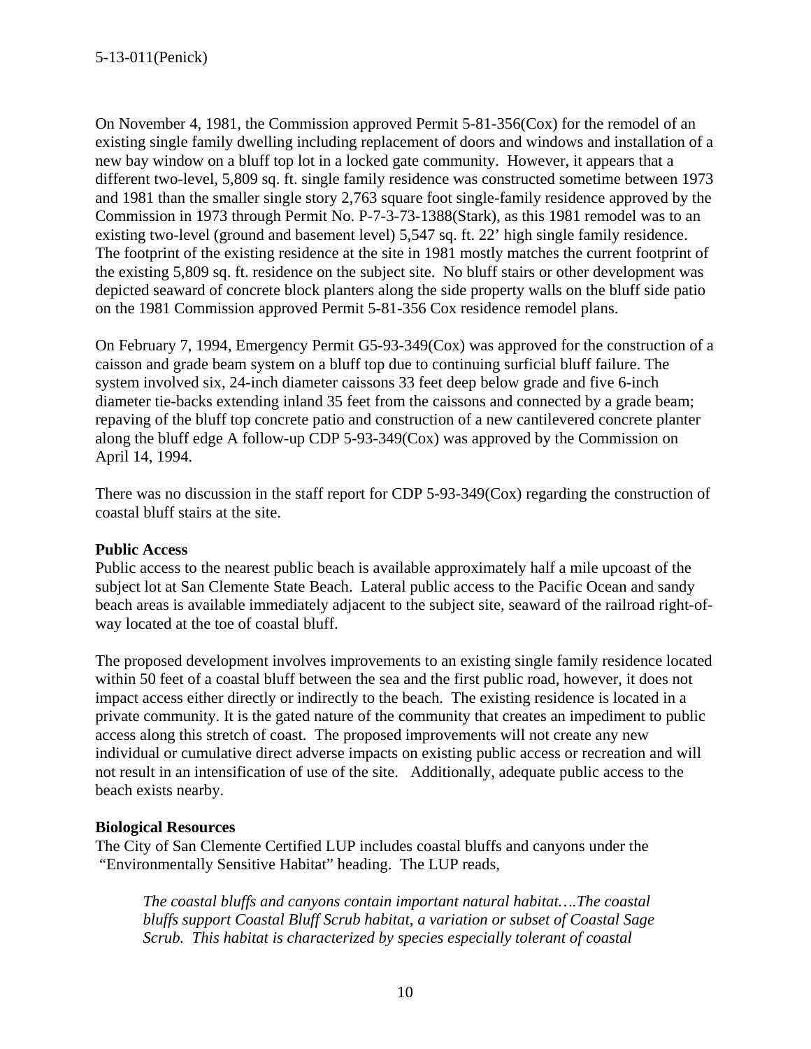On November 4, 1981, the Commission approved Permit 5-81-356(Cox) for the remodel of an existing single family dwelling including replacement of doors and windows and installation of a new bay window on a bluff top lot in a locked gate community. However, it appears that a different two-level, 5,809 sq. ft. single family residence was constructed sometime between 1973 and 1981 than the smaller single story 2,763 square foot single-family residence approved by the Commission in 1973 through Permit No. P-7-3-73-1388(Stark), as this 1981 remodel was to an existing two-level (ground and basement level) 5,547 sq. ft. 22' high single family residence. The footprint of the existing residence at the site in 1981 mostly matches the current footprint of the existing 5,809 sq. ft. residence on the subject site. No bluff stairs or other development was depicted seaward of concrete block planters along the side property walls on the bluff side patio on the 1981 Commission approved Permit 5-81-356 Cox residence remodel plans.

On February 7, 1994, Emergency Permit G5-93-349(Cox) was approved for the construction of a caisson and grade beam system on a bluff top due to continuing surficial bluff failure. The system involved six, 24-inch diameter caissons 33 feet deep below grade and five 6-inch diameter tie-backs extending inland 35 feet from the caissons and connected by a grade beam; repaving of the bluff top concrete patio and construction of a new cantilevered concrete planter along the bluff edge A follow-up CDP 5-93-349(Cox) was approved by the Commission on April 14, 1994.

There was no discussion in the staff report for CDP 5-93-349(Cox) regarding the construction of coastal bluff stairs at the site.

**Public Access**

Public access to the nearest public beach is available approximately half a mile upcoast of the subject lot at San Clemente State Beach. Lateral public access to the Pacific Ocean and sandy beach areas is available immediately adjacent to the subject site, seaward of the railroad right-of-way located at the toe of coastal bluff.

The proposed development involves improvements to an existing single family residence located within 50 feet of a coastal bluff between the sea and the first public road, however, it does not impact access either directly or indirectly to the beach. The existing residence is located in a private community. It is the gated nature of the community that creates an impediment to public access along this stretch of coast. The proposed improvements will not create any new individual or cumulative direct adverse impacts on existing public access or recreation and will not result in an intensification of use of the site. Additionally, adequate public access to the beach exists nearby.

**Biological Resources**

The City of San Clemente Certified LUP includes coastal bluffs and canyons under the "Environmentally Sensitive Habitat" heading. The LUP reads,

> *The coastal bluffs and canyons contain important natural habitat….The coastal bluffs support Coastal Bluff Scrub habitat, a variation or subset of Coastal Sage Scrub. This habitat is characterized by species especially tolerant of coastal*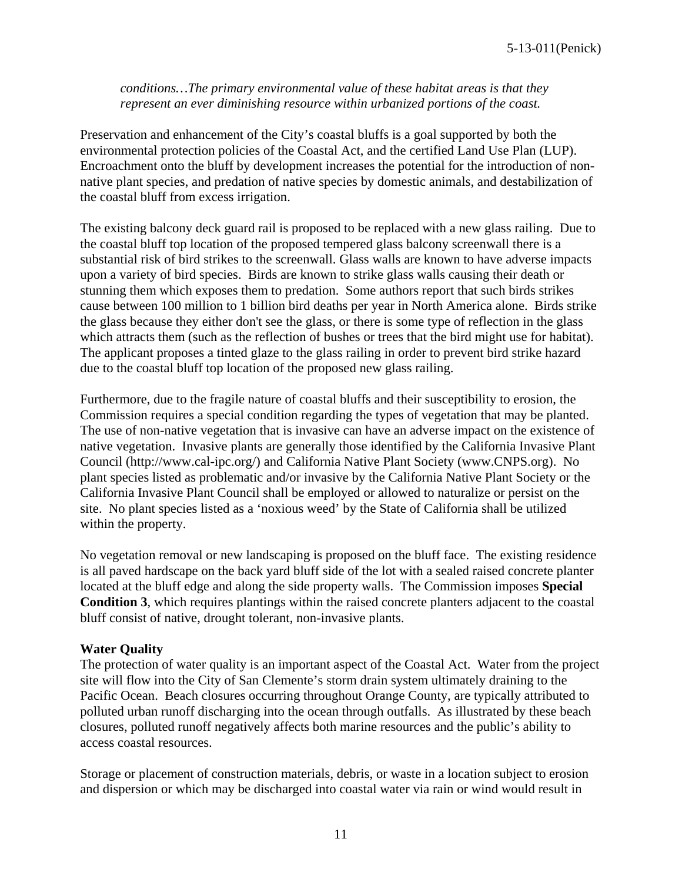*conditions…The primary environmental value of these habitat areas is that they represent an ever diminishing resource within urbanized portions of the coast.*

Preservation and enhancement of the City's coastal bluffs is a goal supported by both the environmental protection policies of the Coastal Act, and the certified Land Use Plan (LUP). Encroachment onto the bluff by development increases the potential for the introduction of non-native plant species, and predation of native species by domestic animals, and destabilization of the coastal bluff from excess irrigation.

The existing balcony deck guard rail is proposed to be replaced with a new glass railing. Due to the coastal bluff top location of the proposed tempered glass balcony screenwall there is a substantial risk of bird strikes to the screenwall. Glass walls are known to have adverse impacts upon a variety of bird species. Birds are known to strike glass walls causing their death or stunning them which exposes them to predation. Some authors report that such birds strikes cause between 100 million to 1 billion bird deaths per year in North America alone. Birds strike the glass because they either don't see the glass, or there is some type of reflection in the glass which attracts them (such as the reflection of bushes or trees that the bird might use for habitat). The applicant proposes a tinted glaze to the glass railing in order to prevent bird strike hazard due to the coastal bluff top location of the proposed new glass railing.

Furthermore, due to the fragile nature of coastal bluffs and their susceptibility to erosion, the Commission requires a special condition regarding the types of vegetation that may be planted. The use of non-native vegetation that is invasive can have an adverse impact on the existence of native vegetation. Invasive plants are generally those identified by the California Invasive Plant Council (http://www.cal-ipc.org/) and California Native Plant Society (www.CNPS.org). No plant species listed as problematic and/or invasive by the California Native Plant Society or the California Invasive Plant Council shall be employed or allowed to naturalize or persist on the site. No plant species listed as a 'noxious weed' by the State of California shall be utilized within the property.

No vegetation removal or new landscaping is proposed on the bluff face. The existing residence is all paved hardscape on the back yard bluff side of the lot with a sealed raised concrete planter located at the bluff edge and along the side property walls. The Commission imposes **Special Condition 3**, which requires plantings within the raised concrete planters adjacent to the coastal bluff consist of native, drought tolerant, non-invasive plants.

**Water Quality**

The protection of water quality is an important aspect of the Coastal Act. Water from the project site will flow into the City of San Clemente's storm drain system ultimately draining to the Pacific Ocean. Beach closures occurring throughout Orange County, are typically attributed to polluted urban runoff discharging into the ocean through outfalls. As illustrated by these beach closures, polluted runoff negatively affects both marine resources and the public's ability to access coastal resources.

Storage or placement of construction materials, debris, or waste in a location subject to erosion and dispersion or which may be discharged into coastal water via rain or wind would result in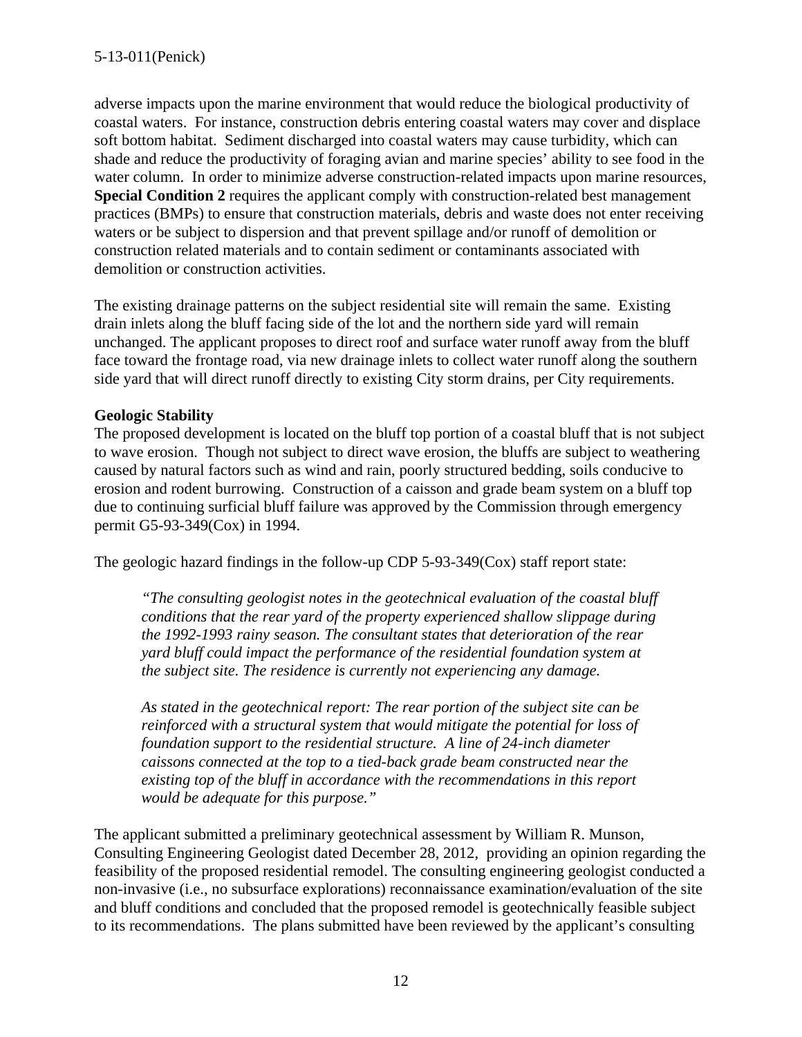adverse impacts upon the marine environment that would reduce the biological productivity of coastal waters. For instance, construction debris entering coastal waters may cover and displace soft bottom habitat. Sediment discharged into coastal waters may cause turbidity, which can shade and reduce the productivity of foraging avian and marine species' ability to see food in the water column. In order to minimize adverse construction-related impacts upon marine resources, **Special Condition 2** requires the applicant comply with construction-related best management practices (BMPs) to ensure that construction materials, debris and waste does not enter receiving waters or be subject to dispersion and that prevent spillage and/or runoff of demolition or construction related materials and to contain sediment or contaminants associated with demolition or construction activities.

The existing drainage patterns on the subject residential site will remain the same. Existing drain inlets along the bluff facing side of the lot and the northern side yard will remain unchanged. The applicant proposes to direct roof and surface water runoff away from the bluff face toward the frontage road, via new drainage inlets to collect water runoff along the southern side yard that will direct runoff directly to existing City storm drains, per City requirements.

**Geologic Stability**

The proposed development is located on the bluff top portion of a coastal bluff that is not subject to wave erosion. Though not subject to direct wave erosion, the bluffs are subject to weathering caused by natural factors such as wind and rain, poorly structured bedding, soils conducive to erosion and rodent burrowing. Construction of a caisson and grade beam system on a bluff top due to continuing surficial bluff failure was approved by the Commission through emergency permit G5-93-349(Cox) in 1994.

The geologic hazard findings in the follow-up CDP 5-93-349(Cox) staff report state:

> *"The consulting geologist notes in the geotechnical evaluation of the coastal bluff conditions that the rear yard of the property experienced shallow slippage during the 1992-1993 rainy season. The consultant states that deterioration of the rear yard bluff could impact the performance of the residential foundation system at the subject site. The residence is currently not experiencing any damage.*
>
> *As stated in the geotechnical report: The rear portion of the subject site can be reinforced with a structural system that would mitigate the potential for loss of foundation support to the residential structure. A line of 24-inch diameter caissons connected at the top to a tied-back grade beam constructed near the existing top of the bluff in accordance with the recommendations in this report would be adequate for this purpose."*

The applicant submitted a preliminary geotechnical assessment by William R. Munson, Consulting Engineering Geologist dated December 28, 2012, providing an opinion regarding the feasibility of the proposed residential remodel. The consulting engineering geologist conducted a non-invasive (i.e., no subsurface explorations) reconnaissance examination/evaluation of the site and bluff conditions and concluded that the proposed remodel is geotechnically feasible subject to its recommendations. The plans submitted have been reviewed by the applicant's consulting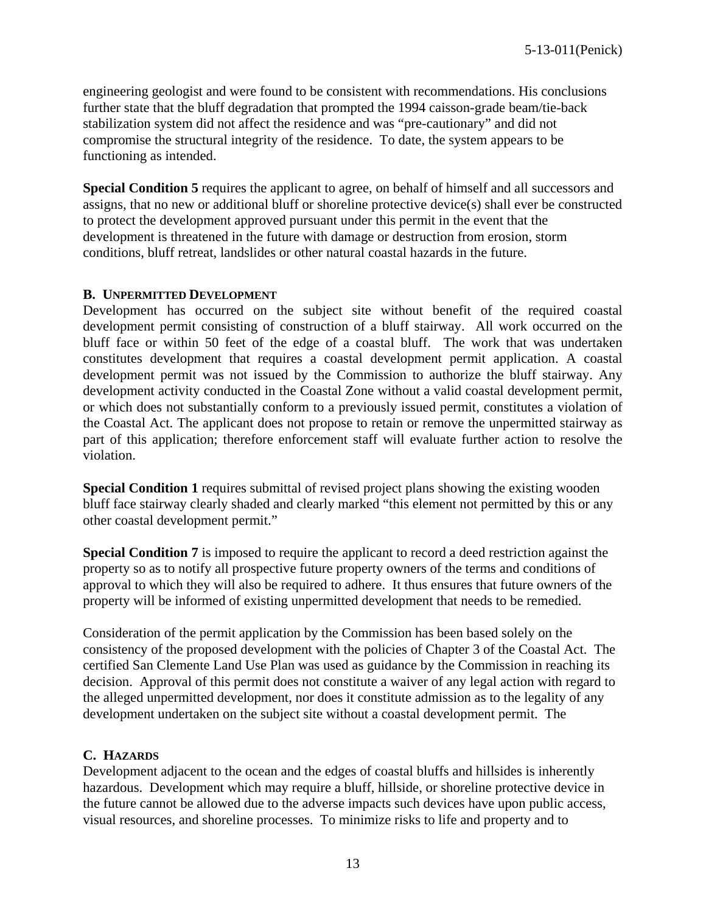engineering geologist and were found to be consistent with recommendations. His conclusions further state that the bluff degradation that prompted the 1994 caisson-grade beam/tie-back stabilization system did not affect the residence and was "pre-cautionary" and did not compromise the structural integrity of the residence. To date, the system appears to be functioning as intended.

**Special Condition 5** requires the applicant to agree, on behalf of himself and all successors and assigns, that no new or additional bluff or shoreline protective device(s) shall ever be constructed to protect the development approved pursuant under this permit in the event that the development is threatened in the future with damage or destruction from erosion, storm conditions, bluff retreat, landslides or other natural coastal hazards in the future.

### B. Unpermitted Development

Development has occurred on the subject site without benefit of the required coastal development permit consisting of construction of a bluff stairway. All work occurred on the bluff face or within 50 feet of the edge of a coastal bluff. The work that was undertaken constitutes development that requires a coastal development permit application. A coastal development permit was not issued by the Commission to authorize the bluff stairway. Any development activity conducted in the Coastal Zone without a valid coastal development permit, or which does not substantially conform to a previously issued permit, constitutes a violation of the Coastal Act. The applicant does not propose to retain or remove the unpermitted stairway as part of this application; therefore enforcement staff will evaluate further action to resolve the violation.

**Special Condition 1** requires submittal of revised project plans showing the existing wooden bluff face stairway clearly shaded and clearly marked "this element not permitted by this or any other coastal development permit."

**Special Condition 7** is imposed to require the applicant to record a deed restriction against the property so as to notify all prospective future property owners of the terms and conditions of approval to which they will also be required to adhere. It thus ensures that future owners of the property will be informed of existing unpermitted development that needs to be remedied.

Consideration of the permit application by the Commission has been based solely on the consistency of the proposed development with the policies of Chapter 3 of the Coastal Act. The certified San Clemente Land Use Plan was used as guidance by the Commission in reaching its decision. Approval of this permit does not constitute a waiver of any legal action with regard to the alleged unpermitted development, nor does it constitute admission as to the legality of any development undertaken on the subject site without a coastal development permit. The

### C. Hazards

Development adjacent to the ocean and the edges of coastal bluffs and hillsides is inherently hazardous. Development which may require a bluff, hillside, or shoreline protective device in the future cannot be allowed due to the adverse impacts such devices have upon public access, visual resources, and shoreline processes. To minimize risks to life and property and to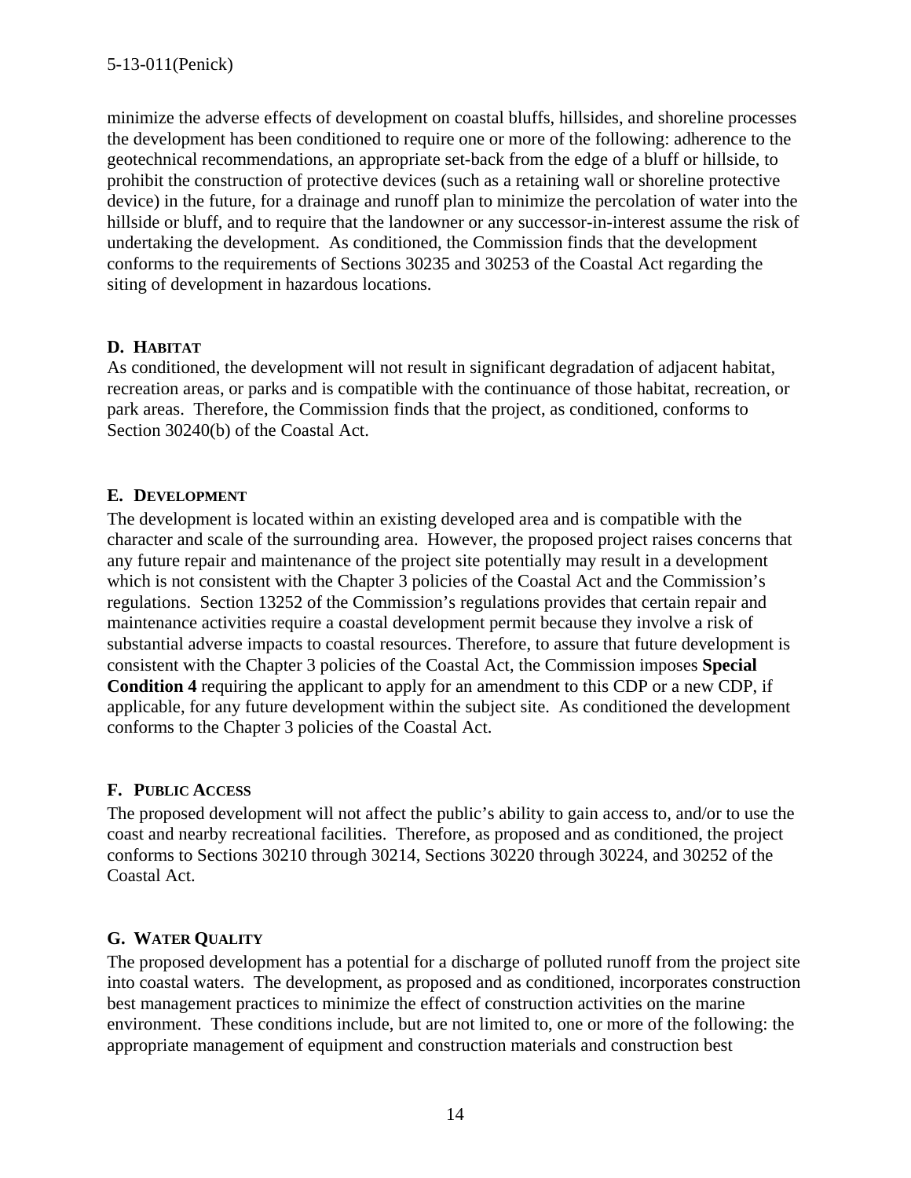minimize the adverse effects of development on coastal bluffs, hillsides, and shoreline processes the development has been conditioned to require one or more of the following: adherence to the geotechnical recommendations, an appropriate set-back from the edge of a bluff or hillside, to prohibit the construction of protective devices (such as a retaining wall or shoreline protective device) in the future, for a drainage and runoff plan to minimize the percolation of water into the hillside or bluff, and to require that the landowner or any successor-in-interest assume the risk of undertaking the development. As conditioned, the Commission finds that the development conforms to the requirements of Sections 30235 and 30253 of the Coastal Act regarding the siting of development in hazardous locations.

**D. HABITAT**

As conditioned, the development will not result in significant degradation of adjacent habitat, recreation areas, or parks and is compatible with the continuance of those habitat, recreation, or park areas. Therefore, the Commission finds that the project, as conditioned, conforms to Section 30240(b) of the Coastal Act.

**E. DEVELOPMENT**

The development is located within an existing developed area and is compatible with the character and scale of the surrounding area. However, the proposed project raises concerns that any future repair and maintenance of the project site potentially may result in a development which is not consistent with the Chapter 3 policies of the Coastal Act and the Commission's regulations. Section 13252 of the Commission's regulations provides that certain repair and maintenance activities require a coastal development permit because they involve a risk of substantial adverse impacts to coastal resources. Therefore, to assure that future development is consistent with the Chapter 3 policies of the Coastal Act, the Commission imposes **Special Condition 4** requiring the applicant to apply for an amendment to this CDP or a new CDP, if applicable, for any future development within the subject site. As conditioned the development conforms to the Chapter 3 policies of the Coastal Act.

**F. PUBLIC ACCESS**

The proposed development will not affect the public's ability to gain access to, and/or to use the coast and nearby recreational facilities. Therefore, as proposed and as conditioned, the project conforms to Sections 30210 through 30214, Sections 30220 through 30224, and 30252 of the Coastal Act.

**G. WATER QUALITY**

The proposed development has a potential for a discharge of polluted runoff from the project site into coastal waters. The development, as proposed and as conditioned, incorporates construction best management practices to minimize the effect of construction activities on the marine environment. These conditions include, but are not limited to, one or more of the following: the appropriate management of equipment and construction materials and construction best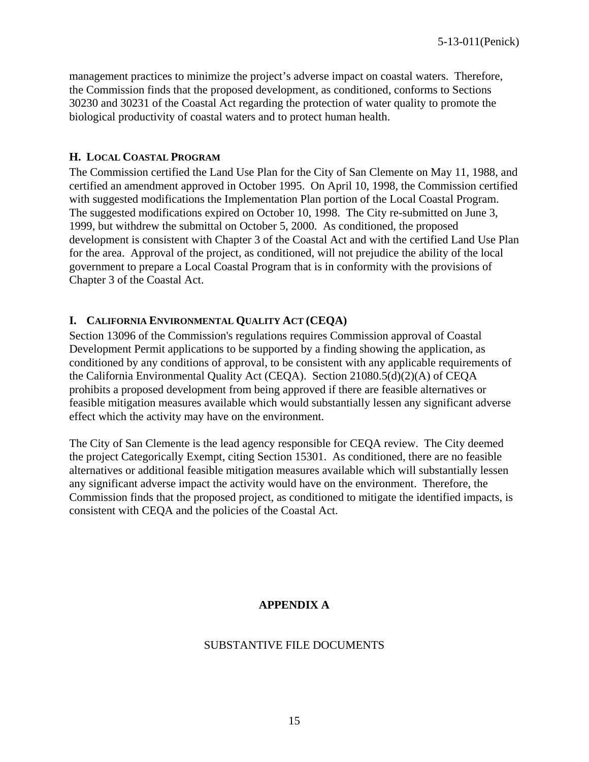management practices to minimize the project's adverse impact on coastal waters. Therefore, the Commission finds that the proposed development, as conditioned, conforms to Sections 30230 and 30231 of the Coastal Act regarding the protection of water quality to promote the biological productivity of coastal waters and to protect human health.

### H. LOCAL COASTAL PROGRAM

The Commission certified the Land Use Plan for the City of San Clemente on May 11, 1988, and certified an amendment approved in October 1995. On April 10, 1998, the Commission certified with suggested modifications the Implementation Plan portion of the Local Coastal Program. The suggested modifications expired on October 10, 1998. The City re-submitted on June 3, 1999, but withdrew the submittal on October 5, 2000. As conditioned, the proposed development is consistent with Chapter 3 of the Coastal Act and with the certified Land Use Plan for the area. Approval of the project, as conditioned, will not prejudice the ability of the local government to prepare a Local Coastal Program that is in conformity with the provisions of Chapter 3 of the Coastal Act.

### I. CALIFORNIA ENVIRONMENTAL QUALITY ACT (CEQA)

Section 13096 of the Commission's regulations requires Commission approval of Coastal Development Permit applications to be supported by a finding showing the application, as conditioned by any conditions of approval, to be consistent with any applicable requirements of the California Environmental Quality Act (CEQA). Section 21080.5(d)(2)(A) of CEQA prohibits a proposed development from being approved if there are feasible alternatives or feasible mitigation measures available which would substantially lessen any significant adverse effect which the activity may have on the environment.

The City of San Clemente is the lead agency responsible for CEQA review. The City deemed the project Categorically Exempt, citing Section 15301. As conditioned, there are no feasible alternatives or additional feasible mitigation measures available which will substantially lessen any significant adverse impact the activity would have on the environment. Therefore, the Commission finds that the proposed project, as conditioned to mitigate the identified impacts, is consistent with CEQA and the policies of the Coastal Act.

## APPENDIX A

SUBSTANTIVE FILE DOCUMENTS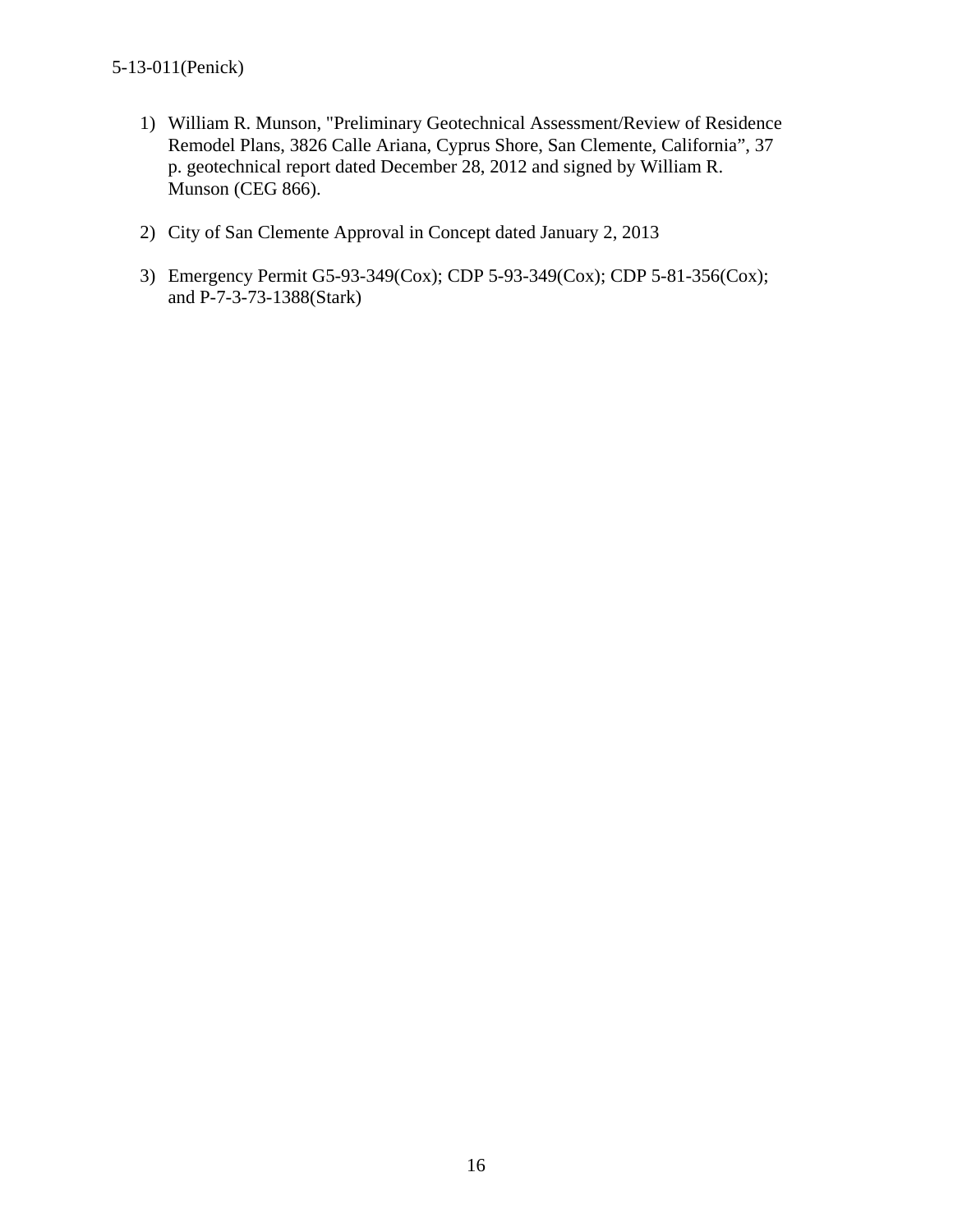1) William R. Munson, "Preliminary Geotechnical Assessment/Review of Residence Remodel Plans, 3826 Calle Ariana, Cyprus Shore, San Clemente, California", 37 p. geotechnical report dated December 28, 2012 and signed by William R. Munson (CEG 866).

2) City of San Clemente Approval in Concept dated January 2, 2013

3) Emergency Permit G5-93-349(Cox); CDP 5-93-349(Cox); CDP 5-81-356(Cox); and P-7-3-73-1388(Stark)